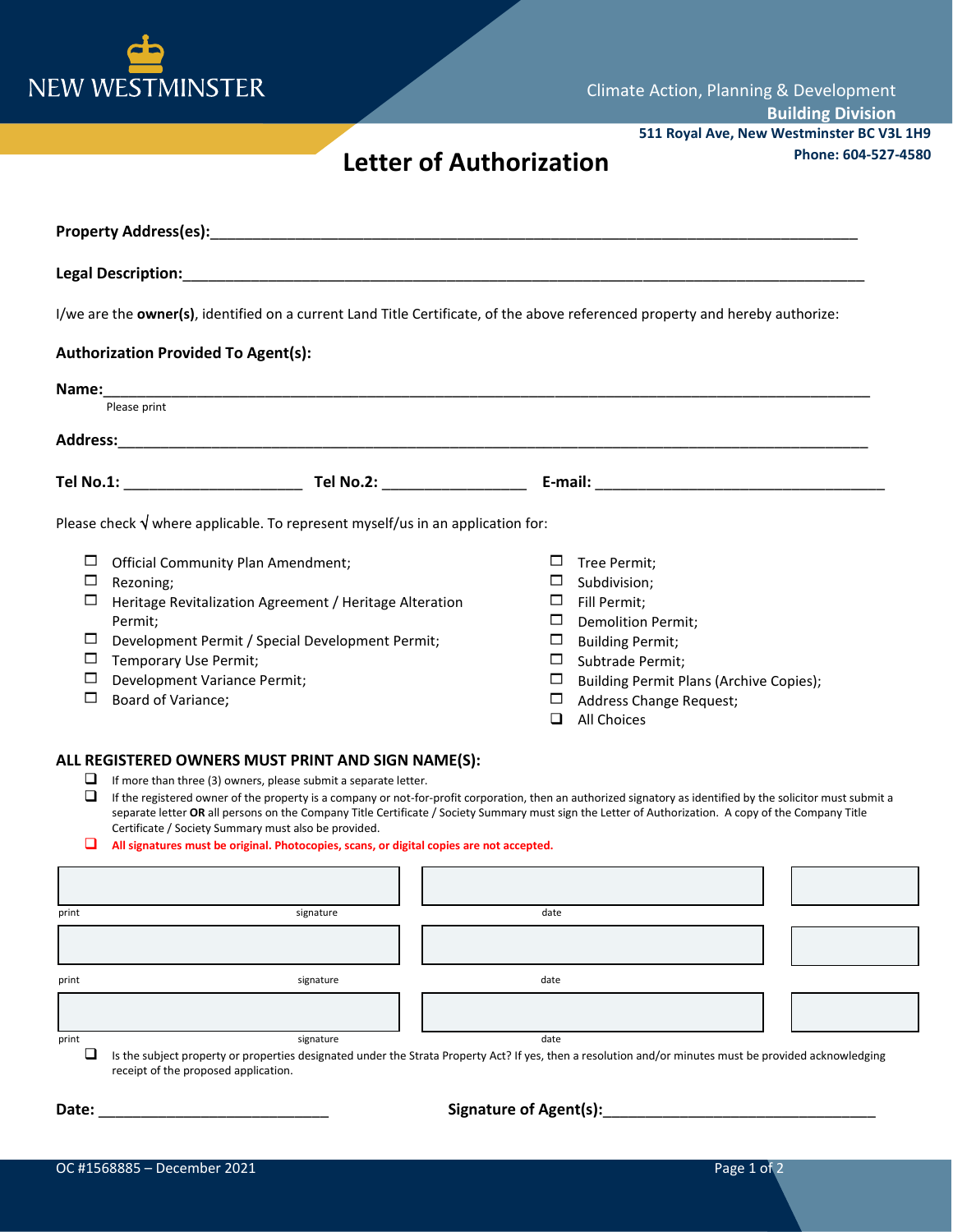NEW WESTMINSTER

Climate Action, Planning & Development
**Building Division**
**511 Royal Ave, New Westminster BC V3L 1H9**
**Phone: 604-527-4580**

# Letter of Authorization

**Property Address(es):**\_\_\_\_\_\_\_\_\_\_\_\_\_\_\_\_\_\_\_\_\_\_\_\_\_\_\_\_\_\_\_\_\_\_\_\_\_\_\_\_\_\_\_\_\_\_\_\_\_\_\_\_\_\_\_\_\_\_\_\_

**Legal Description:**\_\_\_\_\_\_\_\_\_\_\_\_\_\_\_\_\_\_\_\_\_\_\_\_\_\_\_\_\_\_\_\_\_\_\_\_\_\_\_\_\_\_\_\_\_\_\_\_\_\_\_\_\_\_\_\_\_\_\_\_\_\_

I/we are the **owner(s)**, identified on a current Land Title Certificate, of the above referenced property and hereby authorize:

**Authorization Provided To Agent(s):**

**Name:**\_\_\_\_\_\_\_\_\_\_\_\_\_\_\_\_\_\_\_\_\_\_\_\_\_\_\_\_\_\_\_\_\_\_\_\_\_\_\_\_\_\_\_\_\_\_\_\_\_\_\_\_\_\_\_\_\_\_\_\_\_\_\_\_\_\_\_\_\_\_
Please print

**Address:**\_\_\_\_\_\_\_\_\_\_\_\_\_\_\_\_\_\_\_\_\_\_\_\_\_\_\_\_\_\_\_\_\_\_\_\_\_\_\_\_\_\_\_\_\_\_\_\_\_\_\_\_\_\_\_\_\_\_\_\_\_\_\_\_\_\_\_

**Tel No.1:** \_\_\_\_\_\_\_\_\_\_\_\_\_\_\_\_\_\_ **Tel No.2:** \_\_\_\_\_\_\_\_\_\_\_\_\_\_\_ **E-mail:** \_\_\_\_\_\_\_\_\_\_\_\_\_\_\_\_\_\_\_\_\_\_\_\_\_\_\_\_\_\_

Please check √ where applicable. To represent myself/us in an application for:

- ☐ Official Community Plan Amendment;
- ☐ Rezoning;
- ☐ Heritage Revitalization Agreement / Heritage Alteration Permit;
- ☐ Development Permit / Special Development Permit;
- ☐ Temporary Use Permit;
- ☐ Development Variance Permit;
- ☐ Board of Variance;
- ☐ Tree Permit;
- ☐ Subdivision;
- ☐ Fill Permit;
- ☐ Demolition Permit;
- ☐ Building Permit;
- ☐ Subtrade Permit;
- ☐ Building Permit Plans (Archive Copies);
- ☐ Address Change Request;
- ☐ All Choices

## ALL REGISTERED OWNERS MUST PRINT AND SIGN NAME(S):

- ☐ If more than three (3) owners, please submit a separate letter.
- ☐ If the registered owner of the property is a company or not-for-profit corporation, then an authorized signatory as identified by the solicitor must submit a separate letter **OR** all persons on the Company Title Certificate / Society Summary must sign the Letter of Authorization. A copy of the Company Title Certificate / Society Summary must also be provided.
- ☐ **All signatures must be original. Photocopies, scans, or digital copies are not accepted.**

| print / signature | | date |
|---|---|---|
| | | |
| | | |
| | | |

- ☐ Is the subject property or properties designated under the Strata Property Act? If yes, then a resolution and/or minutes must be provided acknowledging receipt of the proposed application.

**Date:** \_\_\_\_\_\_\_\_\_\_\_\_\_\_\_\_\_\_\_\_\_\_\_\_\_\_ **Signature of Agent(s):**\_\_\_\_\_\_\_\_\_\_\_\_\_\_\_\_\_\_\_\_\_\_\_\_\_\_\_\_\_\_

OC #1568885 – December 2021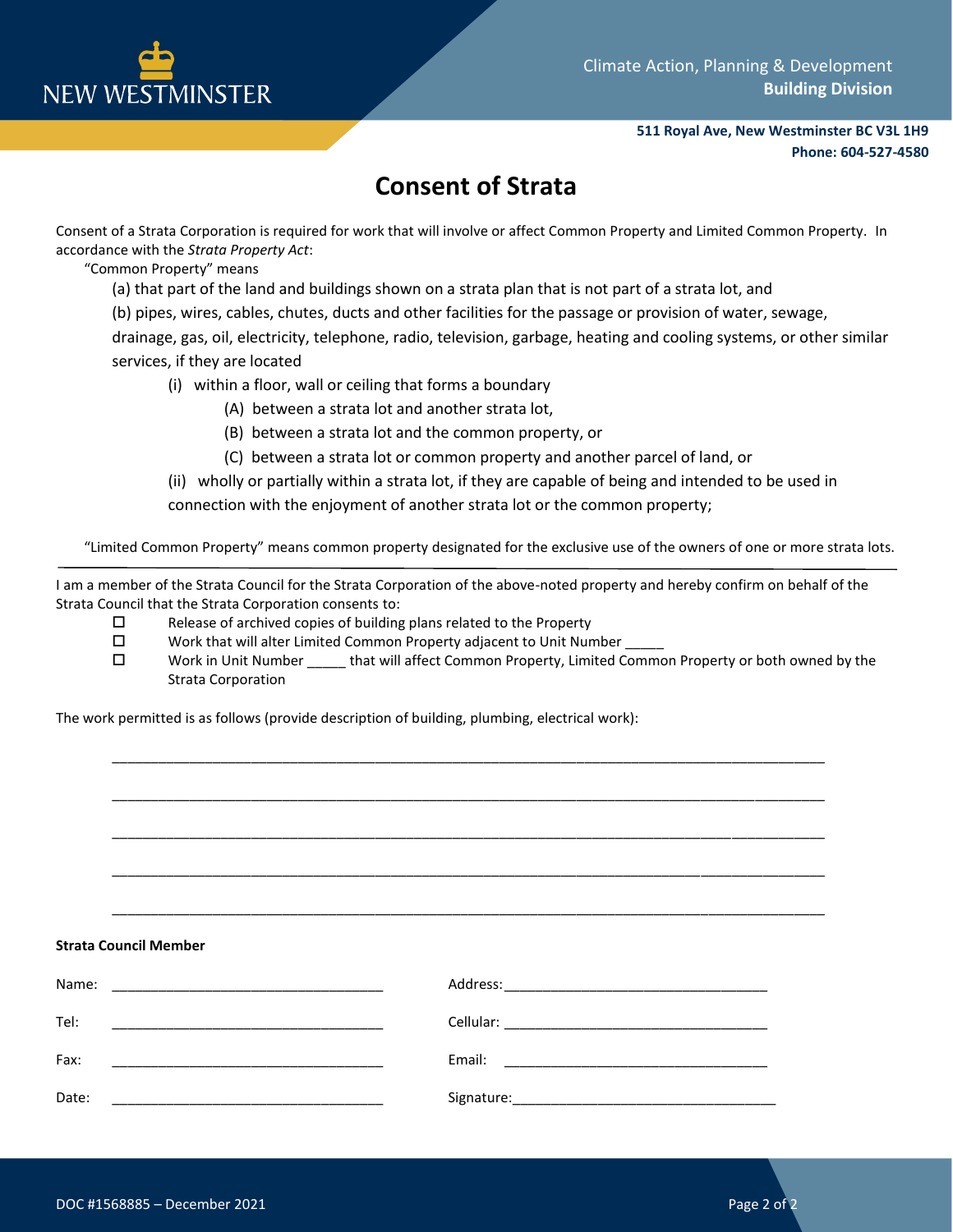NEW WESTMINSTER

Climate Action, Planning & Development
**Building Division**

**511 Royal Ave, New Westminster BC V3L 1H9**
**Phone: 604-527-4580**

# Consent of Strata

Consent of a Strata Corporation is required for work that will involve or affect Common Property and Limited Common Property. In accordance with the *Strata Property Act*:

"Common Property" means

(a) that part of the land and buildings shown on a strata plan that is not part of a strata lot, and

(b) pipes, wires, cables, chutes, ducts and other facilities for the passage or provision of water, sewage, drainage, gas, oil, electricity, telephone, radio, television, garbage, heating and cooling systems, or other similar services, if they are located

- (i) within a floor, wall or ceiling that forms a boundary
  - (A) between a strata lot and another strata lot,
  - (B) between a strata lot and the common property, or
  - (C) between a strata lot or common property and another parcel of land, or
- (ii) wholly or partially within a strata lot, if they are capable of being and intended to be used in connection with the enjoyment of another strata lot or the common property;

"Limited Common Property" means common property designated for the exclusive use of the owners of one or more strata lots.

---

I am a member of the Strata Council for the Strata Corporation of the above-noted property and hereby confirm on behalf of the Strata Council that the Strata Corporation consents to:

- ☐ Release of archived copies of building plans related to the Property
- ☐ Work that will alter Limited Common Property adjacent to Unit Number _____
- ☐ Work in Unit Number _____ that will affect Common Property, Limited Common Property or both owned by the Strata Corporation

The work permitted is as follows (provide description of building, plumbing, electrical work):

_______________________________________________________________________________

_______________________________________________________________________________

_______________________________________________________________________________

_______________________________________________________________________________

_______________________________________________________________________________

**Strata Council Member**

Name: ___________________________________ Address: ___________________________________

Tel: ___________________________________ Cellular: ___________________________________

Fax: ___________________________________ Email: ___________________________________

Date: ___________________________________ Signature: ___________________________________

DOC #1568885 – December 2021